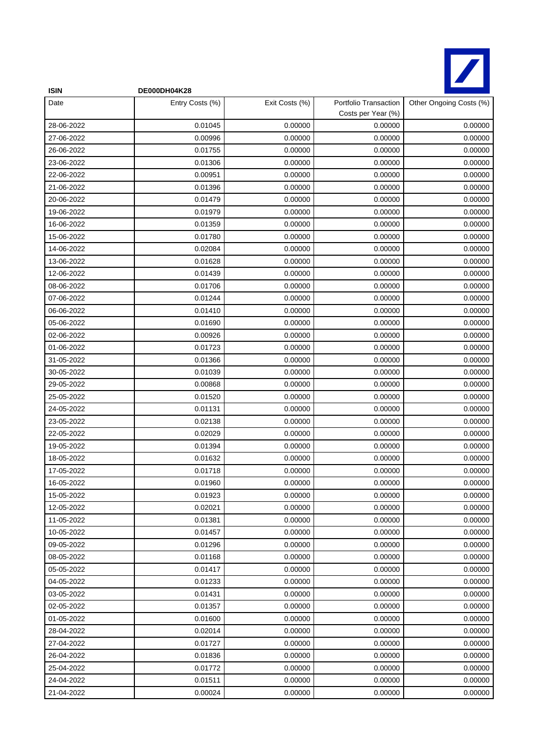**ISIN** **DE000DH04K28**

| Date | Entry Costs (%) | Exit Costs (%) | Portfolio Transaction Costs per Year (%) | Other Ongoing Costs (%) |
|---|---|---|---|---|
| 28-06-2022 | 0.01045 | 0.00000 | 0.00000 | 0.00000 |
| 27-06-2022 | 0.00996 | 0.00000 | 0.00000 | 0.00000 |
| 26-06-2022 | 0.01755 | 0.00000 | 0.00000 | 0.00000 |
| 23-06-2022 | 0.01306 | 0.00000 | 0.00000 | 0.00000 |
| 22-06-2022 | 0.00951 | 0.00000 | 0.00000 | 0.00000 |
| 21-06-2022 | 0.01396 | 0.00000 | 0.00000 | 0.00000 |
| 20-06-2022 | 0.01479 | 0.00000 | 0.00000 | 0.00000 |
| 19-06-2022 | 0.01979 | 0.00000 | 0.00000 | 0.00000 |
| 16-06-2022 | 0.01359 | 0.00000 | 0.00000 | 0.00000 |
| 15-06-2022 | 0.01780 | 0.00000 | 0.00000 | 0.00000 |
| 14-06-2022 | 0.02084 | 0.00000 | 0.00000 | 0.00000 |
| 13-06-2022 | 0.01628 | 0.00000 | 0.00000 | 0.00000 |
| 12-06-2022 | 0.01439 | 0.00000 | 0.00000 | 0.00000 |
| 08-06-2022 | 0.01706 | 0.00000 | 0.00000 | 0.00000 |
| 07-06-2022 | 0.01244 | 0.00000 | 0.00000 | 0.00000 |
| 06-06-2022 | 0.01410 | 0.00000 | 0.00000 | 0.00000 |
| 05-06-2022 | 0.01690 | 0.00000 | 0.00000 | 0.00000 |
| 02-06-2022 | 0.00926 | 0.00000 | 0.00000 | 0.00000 |
| 01-06-2022 | 0.01723 | 0.00000 | 0.00000 | 0.00000 |
| 31-05-2022 | 0.01366 | 0.00000 | 0.00000 | 0.00000 |
| 30-05-2022 | 0.01039 | 0.00000 | 0.00000 | 0.00000 |
| 29-05-2022 | 0.00868 | 0.00000 | 0.00000 | 0.00000 |
| 25-05-2022 | 0.01520 | 0.00000 | 0.00000 | 0.00000 |
| 24-05-2022 | 0.01131 | 0.00000 | 0.00000 | 0.00000 |
| 23-05-2022 | 0.02138 | 0.00000 | 0.00000 | 0.00000 |
| 22-05-2022 | 0.02029 | 0.00000 | 0.00000 | 0.00000 |
| 19-05-2022 | 0.01394 | 0.00000 | 0.00000 | 0.00000 |
| 18-05-2022 | 0.01632 | 0.00000 | 0.00000 | 0.00000 |
| 17-05-2022 | 0.01718 | 0.00000 | 0.00000 | 0.00000 |
| 16-05-2022 | 0.01960 | 0.00000 | 0.00000 | 0.00000 |
| 15-05-2022 | 0.01923 | 0.00000 | 0.00000 | 0.00000 |
| 12-05-2022 | 0.02021 | 0.00000 | 0.00000 | 0.00000 |
| 11-05-2022 | 0.01381 | 0.00000 | 0.00000 | 0.00000 |
| 10-05-2022 | 0.01457 | 0.00000 | 0.00000 | 0.00000 |
| 09-05-2022 | 0.01296 | 0.00000 | 0.00000 | 0.00000 |
| 08-05-2022 | 0.01168 | 0.00000 | 0.00000 | 0.00000 |
| 05-05-2022 | 0.01417 | 0.00000 | 0.00000 | 0.00000 |
| 04-05-2022 | 0.01233 | 0.00000 | 0.00000 | 0.00000 |
| 03-05-2022 | 0.01431 | 0.00000 | 0.00000 | 0.00000 |
| 02-05-2022 | 0.01357 | 0.00000 | 0.00000 | 0.00000 |
| 01-05-2022 | 0.01600 | 0.00000 | 0.00000 | 0.00000 |
| 28-04-2022 | 0.02014 | 0.00000 | 0.00000 | 0.00000 |
| 27-04-2022 | 0.01727 | 0.00000 | 0.00000 | 0.00000 |
| 26-04-2022 | 0.01836 | 0.00000 | 0.00000 | 0.00000 |
| 25-04-2022 | 0.01772 | 0.00000 | 0.00000 | 0.00000 |
| 24-04-2022 | 0.01511 | 0.00000 | 0.00000 | 0.00000 |
| 21-04-2022 | 0.00024 | 0.00000 | 0.00000 | 0.00000 |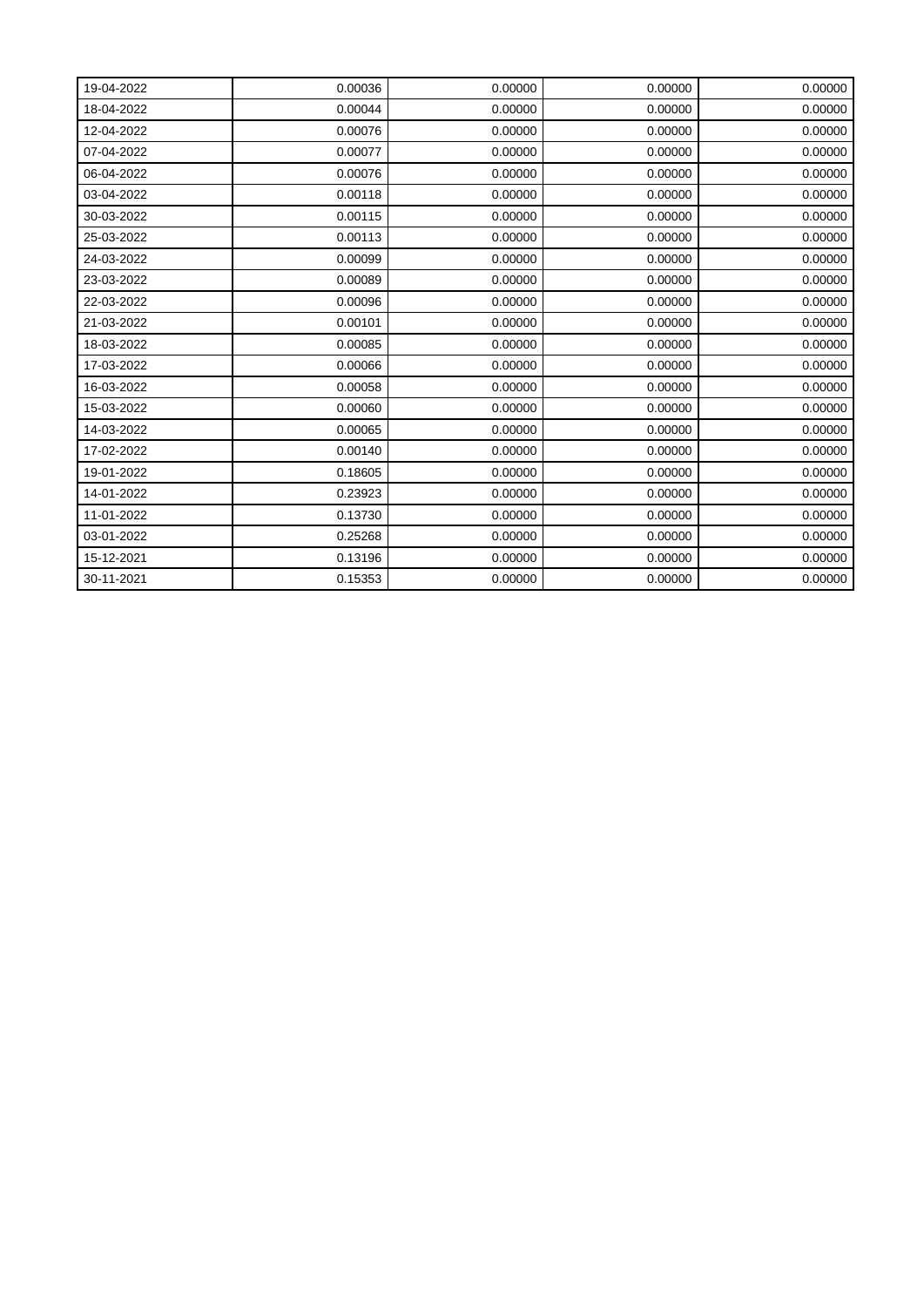| | | | | |
|---|---|---|---|---|
| 19-04-2022 | 0.00036 | 0.00000 | 0.00000 | 0.00000 |
| 18-04-2022 | 0.00044 | 0.00000 | 0.00000 | 0.00000 |
| 12-04-2022 | 0.00076 | 0.00000 | 0.00000 | 0.00000 |
| 07-04-2022 | 0.00077 | 0.00000 | 0.00000 | 0.00000 |
| 06-04-2022 | 0.00076 | 0.00000 | 0.00000 | 0.00000 |
| 03-04-2022 | 0.00118 | 0.00000 | 0.00000 | 0.00000 |
| 30-03-2022 | 0.00115 | 0.00000 | 0.00000 | 0.00000 |
| 25-03-2022 | 0.00113 | 0.00000 | 0.00000 | 0.00000 |
| 24-03-2022 | 0.00099 | 0.00000 | 0.00000 | 0.00000 |
| 23-03-2022 | 0.00089 | 0.00000 | 0.00000 | 0.00000 |
| 22-03-2022 | 0.00096 | 0.00000 | 0.00000 | 0.00000 |
| 21-03-2022 | 0.00101 | 0.00000 | 0.00000 | 0.00000 |
| 18-03-2022 | 0.00085 | 0.00000 | 0.00000 | 0.00000 |
| 17-03-2022 | 0.00066 | 0.00000 | 0.00000 | 0.00000 |
| 16-03-2022 | 0.00058 | 0.00000 | 0.00000 | 0.00000 |
| 15-03-2022 | 0.00060 | 0.00000 | 0.00000 | 0.00000 |
| 14-03-2022 | 0.00065 | 0.00000 | 0.00000 | 0.00000 |
| 17-02-2022 | 0.00140 | 0.00000 | 0.00000 | 0.00000 |
| 19-01-2022 | 0.18605 | 0.00000 | 0.00000 | 0.00000 |
| 14-01-2022 | 0.23923 | 0.00000 | 0.00000 | 0.00000 |
| 11-01-2022 | 0.13730 | 0.00000 | 0.00000 | 0.00000 |
| 03-01-2022 | 0.25268 | 0.00000 | 0.00000 | 0.00000 |
| 15-12-2021 | 0.13196 | 0.00000 | 0.00000 | 0.00000 |
| 30-11-2021 | 0.15353 | 0.00000 | 0.00000 | 0.00000 |